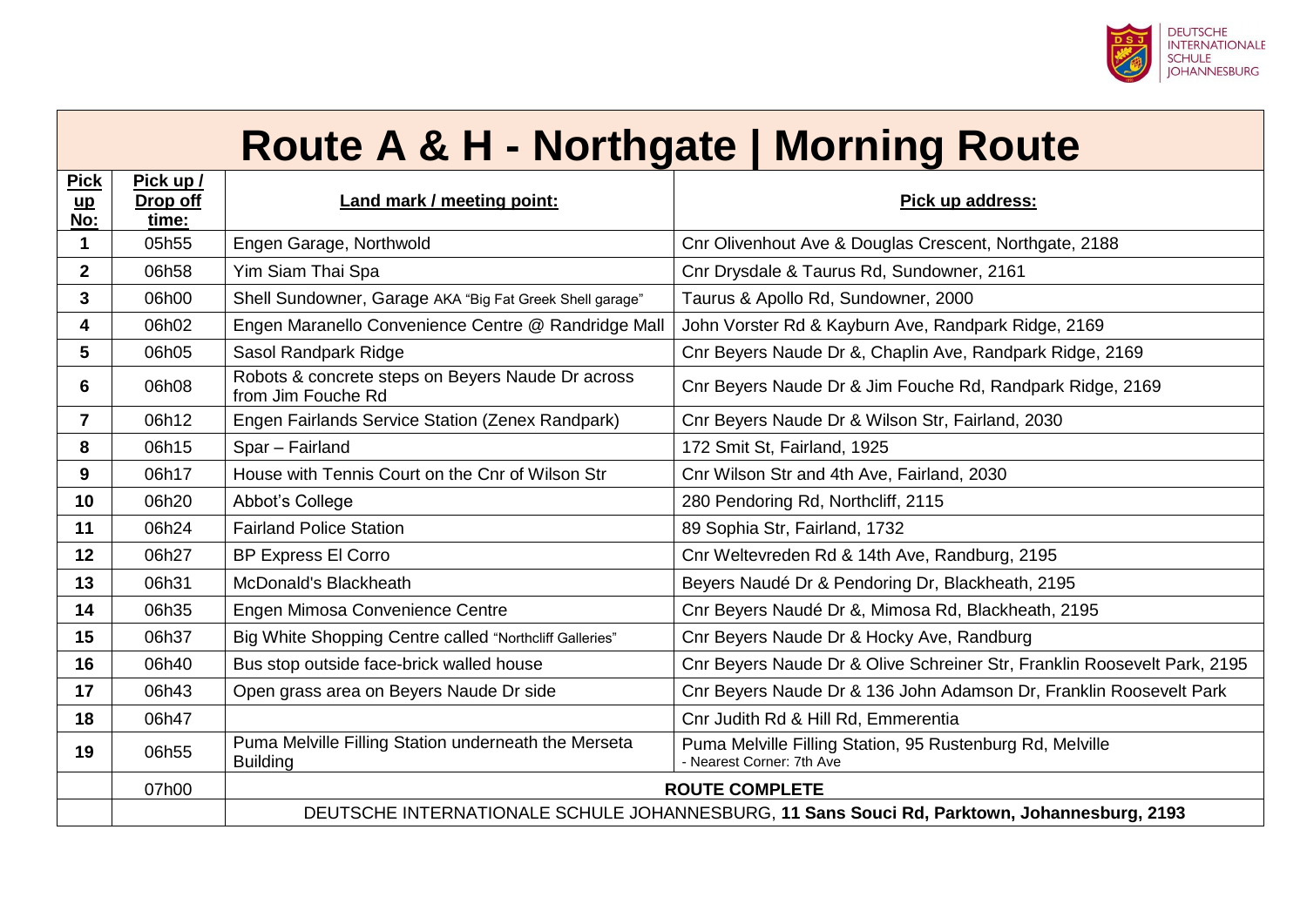DEUTSCHE INTERNATIONALE SCHULE JOHANNESBURG

# Route A & H - Northgate | Morning Route

| Pick up No: | Pick up / Drop off time: | Land mark / meeting point: | Pick up address: |
|---|---|---|---|
| 1 | 05h55 | Engen Garage, Northwold | Cnr Olivenhout Ave & Douglas Crescent, Northgate, 2188 |
| 2 | 06h58 | Yim Siam Thai Spa | Cnr Drysdale & Taurus Rd, Sundowner, 2161 |
| 3 | 06h00 | Shell Sundowner, Garage AKA "Big Fat Greek Shell garage" | Taurus & Apollo Rd, Sundowner, 2000 |
| 4 | 06h02 | Engen Maranello Convenience Centre @ Randridge Mall | John Vorster Rd & Kayburn Ave, Randpark Ridge, 2169 |
| 5 | 06h05 | Sasol Randpark Ridge | Cnr Beyers Naude Dr &, Chaplin Ave, Randpark Ridge, 2169 |
| 6 | 06h08 | Robots & concrete steps on Beyers Naude Dr across from Jim Fouche Rd | Cnr Beyers Naude Dr & Jim Fouche Rd, Randpark Ridge, 2169 |
| 7 | 06h12 | Engen Fairlands Service Station (Zenex Randpark) | Cnr Beyers Naude Dr & Wilson Str, Fairland, 2030 |
| 8 | 06h15 | Spar – Fairland | 172 Smit St, Fairland, 1925 |
| 9 | 06h17 | House with Tennis Court on the Cnr of Wilson Str | Cnr Wilson Str and 4th Ave, Fairland, 2030 |
| 10 | 06h20 | Abbot's College | 280 Pendoring Rd, Northcliff, 2115 |
| 11 | 06h24 | Fairland Police Station | 89 Sophia Str, Fairland, 1732 |
| 12 | 06h27 | BP Express El Corro | Cnr Weltevreden Rd & 14th Ave, Randburg, 2195 |
| 13 | 06h31 | McDonald's Blackheath | Beyers Naudé Dr & Pendoring Dr, Blackheath, 2195 |
| 14 | 06h35 | Engen Mimosa Convenience Centre | Cnr Beyers Naudé Dr &, Mimosa Rd, Blackheath, 2195 |
| 15 | 06h37 | Big White Shopping Centre called "Northcliff Galleries" | Cnr Beyers Naude Dr & Hocky Ave, Randburg |
| 16 | 06h40 | Bus stop outside face-brick walled house | Cnr Beyers Naude Dr & Olive Schreiner Str, Franklin Roosevelt Park, 2195 |
| 17 | 06h43 | Open grass area on Beyers Naude Dr side | Cnr Beyers Naude Dr & 136 John Adamson Dr, Franklin Roosevelt Park |
| 18 | 06h47 | | Cnr Judith Rd & Hill Rd, Emmerentia |
| 19 | 06h55 | Puma Melville Filling Station underneath the Merseta Building | Puma Melville Filling Station, 95 Rustenburg Rd, Melville - Nearest Corner: 7th Ave |
| | 07h00 | **ROUTE COMPLETE** | |
| | | DEUTSCHE INTERNATIONALE SCHULE JOHANNESBURG, **11 Sans Souci Rd, Parktown, Johannesburg, 2193** | |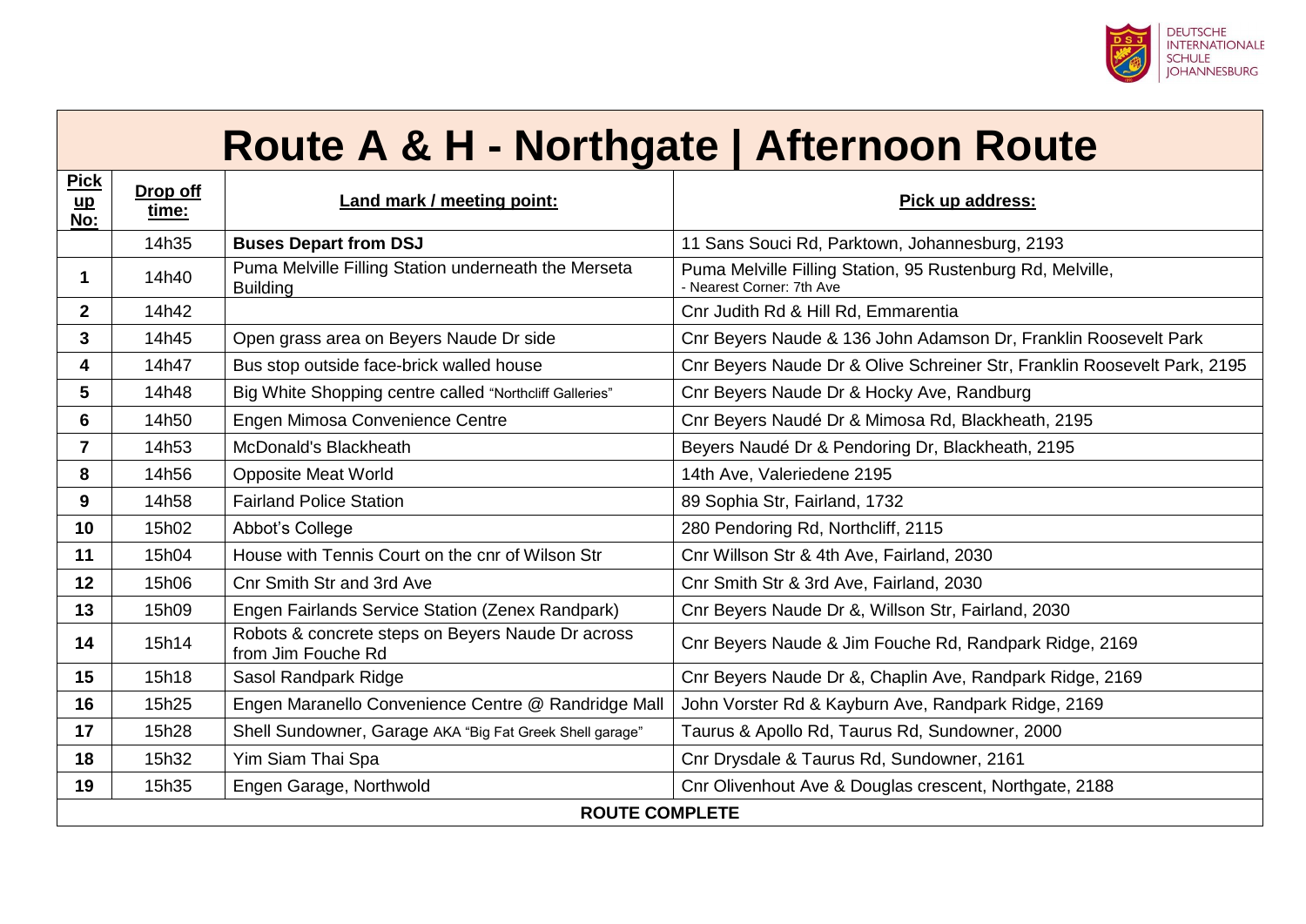DEUTSCHE INTERNATIONALE SCHULE JOHANNESBURG

# Route A & H - Northgate | Afternoon Route

| Pick up No: | Drop off time: | Land mark / meeting point: | Pick up address: |
|---|---|---|---|
| | 14h35 | **Buses Depart from DSJ** | 11 Sans Souci Rd, Parktown, Johannesburg, 2193 |
| 1 | 14h40 | Puma Melville Filling Station underneath the Merseta Building | Puma Melville Filling Station, 95 Rustenburg Rd, Melville, - Nearest Corner: 7th Ave |
| 2 | 14h42 | | Cnr Judith Rd & Hill Rd, Emmarentia |
| 3 | 14h45 | Open grass area on Beyers Naude Dr side | Cnr Beyers Naude & 136 John Adamson Dr, Franklin Roosevelt Park |
| 4 | 14h47 | Bus stop outside face-brick walled house | Cnr Beyers Naude Dr & Olive Schreiner Str, Franklin Roosevelt Park, 2195 |
| 5 | 14h48 | Big White Shopping centre called "Northcliff Galleries" | Cnr Beyers Naude Dr & Hocky Ave, Randburg |
| 6 | 14h50 | Engen Mimosa Convenience Centre | Cnr Beyers Naudé Dr & Mimosa Rd, Blackheath, 2195 |
| 7 | 14h53 | McDonald's Blackheath | Beyers Naudé Dr & Pendoring Dr, Blackheath, 2195 |
| 8 | 14h56 | Opposite Meat World | 14th Ave, Valeriedene 2195 |
| 9 | 14h58 | Fairland Police Station | 89 Sophia Str, Fairland, 1732 |
| 10 | 15h02 | Abbot's College | 280 Pendoring Rd, Northcliff, 2115 |
| 11 | 15h04 | House with Tennis Court on the cnr of Wilson Str | Cnr Willson Str & 4th Ave, Fairland, 2030 |
| 12 | 15h06 | Cnr Smith Str and 3rd Ave | Cnr Smith Str & 3rd Ave, Fairland, 2030 |
| 13 | 15h09 | Engen Fairlands Service Station (Zenex Randpark) | Cnr Beyers Naude Dr &, Willson Str, Fairland, 2030 |
| 14 | 15h14 | Robots & concrete steps on Beyers Naude Dr across from Jim Fouche Rd | Cnr Beyers Naude & Jim Fouche Rd, Randpark Ridge, 2169 |
| 15 | 15h18 | Sasol Randpark Ridge | Cnr Beyers Naude Dr &, Chaplin Ave, Randpark Ridge, 2169 |
| 16 | 15h25 | Engen Maranello Convenience Centre @ Randridge Mall | John Vorster Rd & Kayburn Ave, Randpark Ridge, 2169 |
| 17 | 15h28 | Shell Sundowner, Garage AKA "Big Fat Greek Shell garage" | Taurus & Apollo Rd, Taurus Rd, Sundowner, 2000 |
| 18 | 15h32 | Yim Siam Thai Spa | Cnr Drysdale & Taurus Rd, Sundowner, 2161 |
| 19 | 15h35 | Engen Garage, Northwold | Cnr Olivenhout Ave & Douglas crescent, Northgate, 2188 |
| **ROUTE COMPLETE** | | | |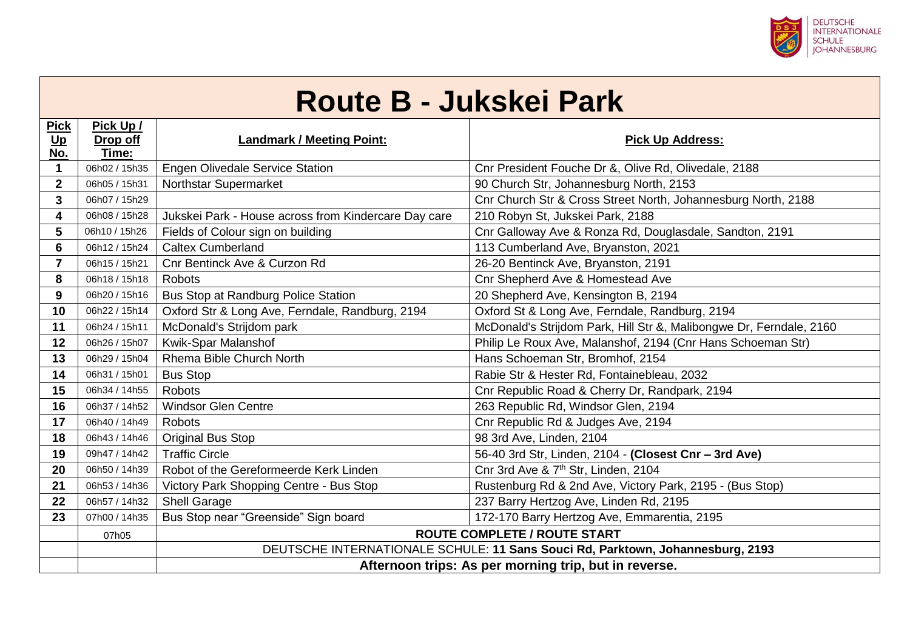# Route B - Jukskei Park

| Pick Up No. | Pick Up / Drop off Time: | Landmark / Meeting Point: | Pick Up Address: |
|---|---|---|---|
| **1** | 06h02 / 15h35 | Engen Olivedale Service Station | Cnr President Fouche Dr &, Olive Rd, Olivedale, 2188 |
| **2** | 06h05 / 15h31 | Northstar Supermarket | 90 Church Str, Johannesburg North, 2153 |
| **3** | 06h07 / 15h29 | | Cnr Church Str & Cross Street North, Johannesburg North, 2188 |
| **4** | 06h08 / 15h28 | Jukskei Park - House across from Kindercare Day care | 210 Robyn St, Jukskei Park, 2188 |
| **5** | 06h10 / 15h26 | Fields of Colour sign on building | Cnr Galloway Ave & Ronza Rd, Douglasdale, Sandton, 2191 |
| **6** | 06h12 / 15h24 | Caltex Cumberland | 113 Cumberland Ave, Bryanston, 2021 |
| **7** | 06h15 / 15h21 | Cnr Bentinck Ave & Curzon Rd | 26-20 Bentinck Ave, Bryanston, 2191 |
| **8** | 06h18 / 15h18 | Robots | Cnr Shepherd Ave & Homestead Ave |
| **9** | 06h20 / 15h16 | Bus Stop at Randburg Police Station | 20 Shepherd Ave, Kensington B, 2194 |
| **10** | 06h22 / 15h14 | Oxford Str & Long Ave, Ferndale, Randburg, 2194 | Oxford St & Long Ave, Ferndale, Randburg, 2194 |
| **11** | 06h24 / 15h11 | McDonald's Strijdom park | McDonald's Strijdom Park, Hill Str &, Malibongwe Dr, Ferndale, 2160 |
| **12** | 06h26 / 15h07 | Kwik-Spar Malanshof | Philip Le Roux Ave, Malanshof, 2194 (Cnr Hans Schoeman Str) |
| **13** | 06h29 / 15h04 | Rhema Bible Church North | Hans Schoeman Str, Bromhof, 2154 |
| **14** | 06h31 / 15h01 | Bus Stop | Rabie Str & Hester Rd, Fontainebleau, 2032 |
| **15** | 06h34 / 14h55 | Robots | Cnr Republic Road & Cherry Dr, Randpark, 2194 |
| **16** | 06h37 / 14h52 | Windsor Glen Centre | 263 Republic Rd, Windsor Glen, 2194 |
| **17** | 06h40 / 14h49 | Robots | Cnr Republic Rd & Judges Ave, 2194 |
| **18** | 06h43 / 14h46 | Original Bus Stop | 98 3rd Ave, Linden, 2104 |
| **19** | 09h47 / 14h42 | Traffic Circle | 56-40 3rd Str, Linden, 2104 - **(Closest Cnr – 3rd Ave)** |
| **20** | 06h50 / 14h39 | Robot of the Gereformeerde Kerk Linden | Cnr 3rd Ave & 7th Str, Linden, 2104 |
| **21** | 06h53 / 14h36 | Victory Park Shopping Centre - Bus Stop | Rustenburg Rd & 2nd Ave, Victory Park, 2195 - (Bus Stop) |
| **22** | 06h57 / 14h32 | Shell Garage | 237 Barry Hertzog Ave, Linden Rd, 2195 |
| **23** | 07h00 / 14h35 | Bus Stop near "Greenside" Sign board | 172-170 Barry Hertzog Ave, Emmarentia, 2195 |
| | 07h05 | **ROUTE COMPLETE / ROUTE START** | |
| | | DEUTSCHE INTERNATIONALE SCHULE: **11 Sans Souci Rd, Parktown, Johannesburg, 2193** | |
| | | **Afternoon trips: As per morning trip, but in reverse.** | |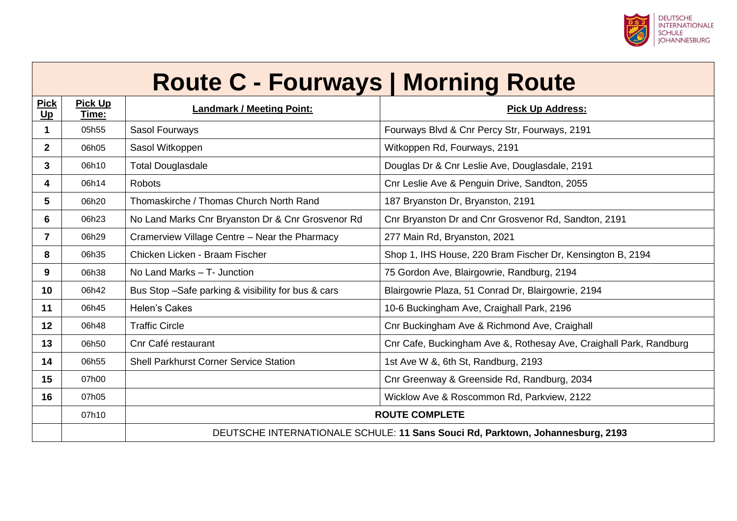# Route C - Fourways | Morning Route

| Pick Up | Pick Up Time: | Landmark / Meeting Point: | Pick Up Address: |
|---|---|---|---|
| **1** | 05h55 | Sasol Fourways | Fourways Blvd & Cnr Percy Str, Fourways, 2191 |
| **2** | 06h05 | Sasol Witkoppen | Witkoppen Rd, Fourways, 2191 |
| **3** | 06h10 | Total Douglasdale | Douglas Dr & Cnr Leslie Ave, Douglasdale, 2191 |
| **4** | 06h14 | Robots | Cnr Leslie Ave & Penguin Drive, Sandton, 2055 |
| **5** | 06h20 | Thomaskirche / Thomas Church North Rand | 187 Bryanston Dr, Bryanston, 2191 |
| **6** | 06h23 | No Land Marks Cnr Bryanston Dr & Cnr Grosvenor Rd | Cnr Bryanston Dr and Cnr Grosvenor Rd, Sandton, 2191 |
| **7** | 06h29 | Cramerview Village Centre – Near the Pharmacy | 277 Main Rd, Bryanston, 2021 |
| **8** | 06h35 | Chicken Licken - Braam Fischer | Shop 1, IHS House, 220 Bram Fischer Dr, Kensington B, 2194 |
| **9** | 06h38 | No Land Marks – T- Junction | 75 Gordon Ave, Blairgowrie, Randburg, 2194 |
| **10** | 06h42 | Bus Stop –Safe parking & visibility for bus & cars | Blairgowrie Plaza, 51 Conrad Dr, Blairgowrie, 2194 |
| **11** | 06h45 | Helen's Cakes | 10-6 Buckingham Ave, Craighall Park, 2196 |
| **12** | 06h48 | Traffic Circle | Cnr Buckingham Ave & Richmond Ave, Craighall |
| **13** | 06h50 | Cnr Café restaurant | Cnr Cafe, Buckingham Ave &, Rothesay Ave, Craighall Park, Randburg |
| **14** | 06h55 | Shell Parkhurst Corner Service Station | 1st Ave W &, 6th St, Randburg, 2193 |
| **15** | 07h00 | | Cnr Greenway & Greenside Rd, Randburg, 2034 |
| **16** | 07h05 | | Wicklow Ave & Roscommon Rd, Parkview, 2122 |
| | 07h10 | **ROUTE COMPLETE** | |
| | | DEUTSCHE INTERNATIONALE SCHULE: **11 Sans Souci Rd, Parktown, Johannesburg, 2193** | |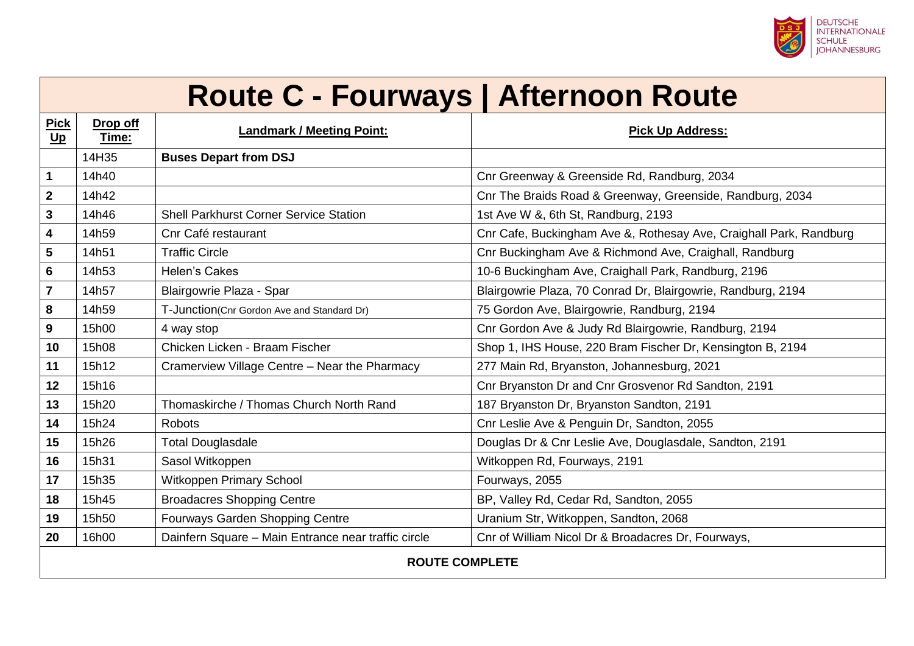# Route C - Fourways | Afternoon Route

| Pick Up | Drop off Time: | Landmark / Meeting Point: | Pick Up Address: |
|---|---|---|---|
| | 14H35 | **Buses Depart from DSJ** | |
| **1** | 14h40 | | Cnr Greenway & Greenside Rd, Randburg, 2034 |
| **2** | 14h42 | | Cnr The Braids Road & Greenway, Greenside, Randburg, 2034 |
| **3** | 14h46 | Shell Parkhurst Corner Service Station | 1st Ave W &, 6th St, Randburg, 2193 |
| **4** | 14h59 | Cnr Café restaurant | Cnr Cafe, Buckingham Ave &, Rothesay Ave, Craighall Park, Randburg |
| **5** | 14h51 | Traffic Circle | Cnr Buckingham Ave & Richmond Ave, Craighall, Randburg |
| **6** | 14h53 | Helen's Cakes | 10-6 Buckingham Ave, Craighall Park, Randburg, 2196 |
| **7** | 14h57 | Blairgowrie Plaza - Spar | Blairgowrie Plaza, 70 Conrad Dr, Blairgowrie, Randburg, 2194 |
| **8** | 14h59 | T-Junction(Cnr Gordon Ave and Standard Dr) | 75 Gordon Ave, Blairgowrie, Randburg, 2194 |
| **9** | 15h00 | 4 way stop | Cnr Gordon Ave & Judy Rd Blairgowrie, Randburg, 2194 |
| **10** | 15h08 | Chicken Licken - Braam Fischer | Shop 1, IHS House, 220 Bram Fischer Dr, Kensington B, 2194 |
| **11** | 15h12 | Cramerview Village Centre – Near the Pharmacy | 277 Main Rd, Bryanston, Johannesburg, 2021 |
| **12** | 15h16 | | Cnr Bryanston Dr and Cnr Grosvenor Rd Sandton, 2191 |
| **13** | 15h20 | Thomaskirche / Thomas Church North Rand | 187 Bryanston Dr, Bryanston Sandton, 2191 |
| **14** | 15h24 | Robots | Cnr Leslie Ave & Penguin Dr, Sandton, 2055 |
| **15** | 15h26 | Total Douglasdale | Douglas Dr & Cnr Leslie Ave, Douglasdale, Sandton, 2191 |
| **16** | 15h31 | Sasol Witkoppen | Witkoppen Rd, Fourways, 2191 |
| **17** | 15h35 | Witkoppen Primary School | Fourways, 2055 |
| **18** | 15h45 | Broadacres Shopping Centre | BP, Valley Rd, Cedar Rd, Sandton, 2055 |
| **19** | 15h50 | Fourways Garden Shopping Centre | Uranium Str, Witkoppen, Sandton, 2068 |
| **20** | 16h00 | Dainfern Square – Main Entrance near traffic circle | Cnr of William Nicol Dr & Broadacres Dr, Fourways, |

**ROUTE COMPLETE**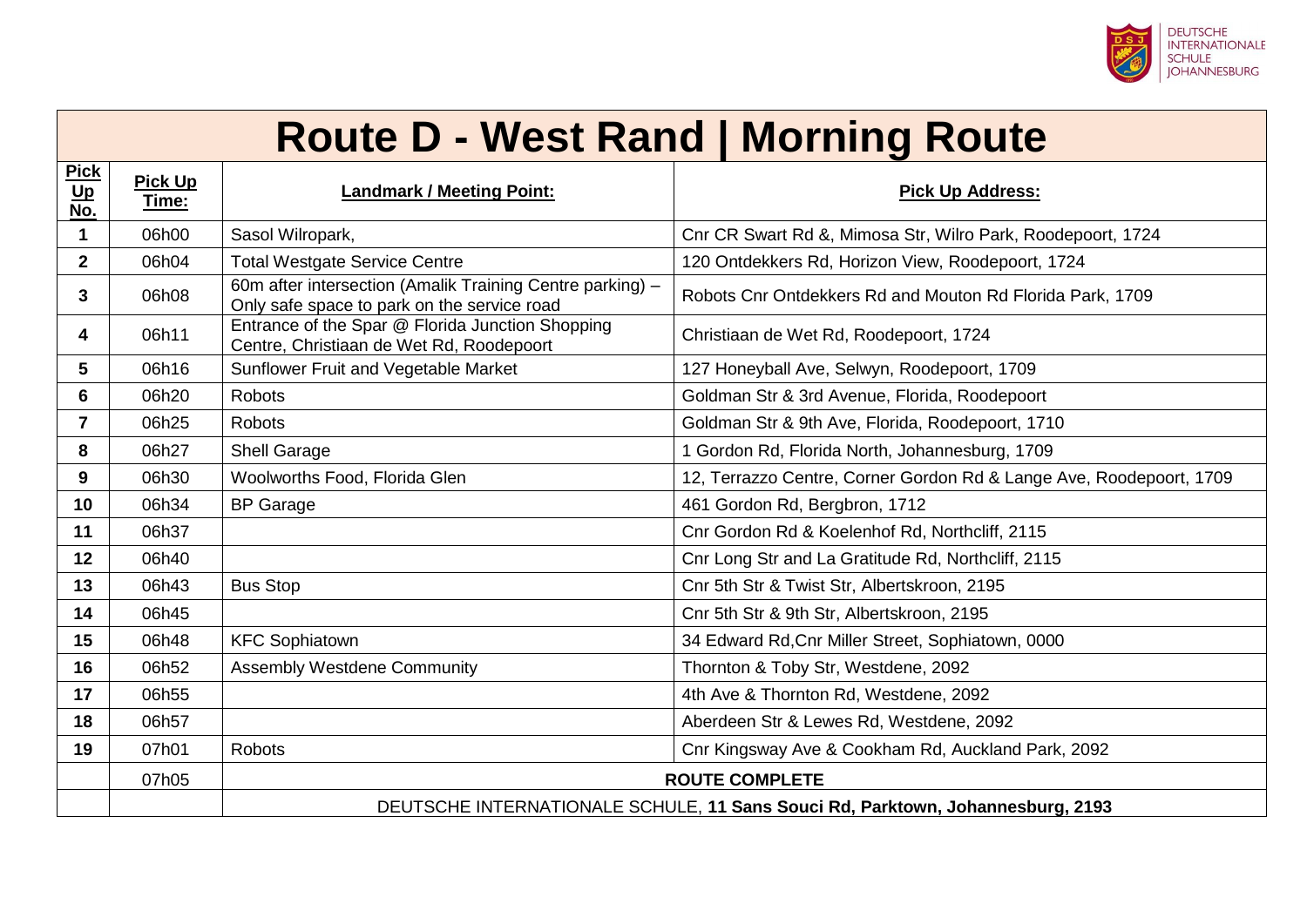DEUTSCHE INTERNATIONALE SCHULE JOHANNESBURG

# Route D - West Rand | Morning Route

| Pick Up No. | Pick Up Time: | Landmark / Meeting Point: | Pick Up Address: |
|---|---|---|---|
| 1 | 06h00 | Sasol Wilropark, | Cnr CR Swart Rd &, Mimosa Str, Wilro Park, Roodepoort, 1724 |
| 2 | 06h04 | Total Westgate Service Centre | 120 Ontdekkers Rd, Horizon View, Roodepoort, 1724 |
| 3 | 06h08 | 60m after intersection (Amalik Training Centre parking) – Only safe space to park on the service road | Robots Cnr Ontdekkers Rd and Mouton Rd Florida Park, 1709 |
| 4 | 06h11 | Entrance of the Spar @ Florida Junction Shopping Centre, Christiaan de Wet Rd, Roodepoort | Christiaan de Wet Rd, Roodepoort, 1724 |
| 5 | 06h16 | Sunflower Fruit and Vegetable Market | 127 Honeyball Ave, Selwyn, Roodepoort, 1709 |
| 6 | 06h20 | Robots | Goldman Str & 3rd Avenue, Florida, Roodepoort |
| 7 | 06h25 | Robots | Goldman Str & 9th Ave, Florida, Roodepoort, 1710 |
| 8 | 06h27 | Shell Garage | 1 Gordon Rd, Florida North, Johannesburg, 1709 |
| 9 | 06h30 | Woolworths Food, Florida Glen | 12, Terrazzo Centre, Corner Gordon Rd & Lange Ave, Roodepoort, 1709 |
| 10 | 06h34 | BP Garage | 461 Gordon Rd, Bergbron, 1712 |
| 11 | 06h37 | | Cnr Gordon Rd & Koelenhof Rd, Northcliff, 2115 |
| 12 | 06h40 | | Cnr Long Str and La Gratitude Rd, Northcliff, 2115 |
| 13 | 06h43 | Bus Stop | Cnr 5th Str & Twist Str, Albertskroon, 2195 |
| 14 | 06h45 | | Cnr 5th Str & 9th Str, Albertskroon, 2195 |
| 15 | 06h48 | KFC Sophiatown | 34 Edward Rd,Cnr Miller Street, Sophiatown, 0000 |
| 16 | 06h52 | Assembly Westdene Community | Thornton & Toby Str, Westdene, 2092 |
| 17 | 06h55 | | 4th Ave & Thornton Rd, Westdene, 2092 |
| 18 | 06h57 | | Aberdeen Str & Lewes Rd, Westdene, 2092 |
| 19 | 07h01 | Robots | Cnr Kingsway Ave & Cookham Rd, Auckland Park, 2092 |
| | 07h05 | **ROUTE COMPLETE** | |
| | | DEUTSCHE INTERNATIONALE SCHULE, **11 Sans Souci Rd, Parktown, Johannesburg, 2193** | |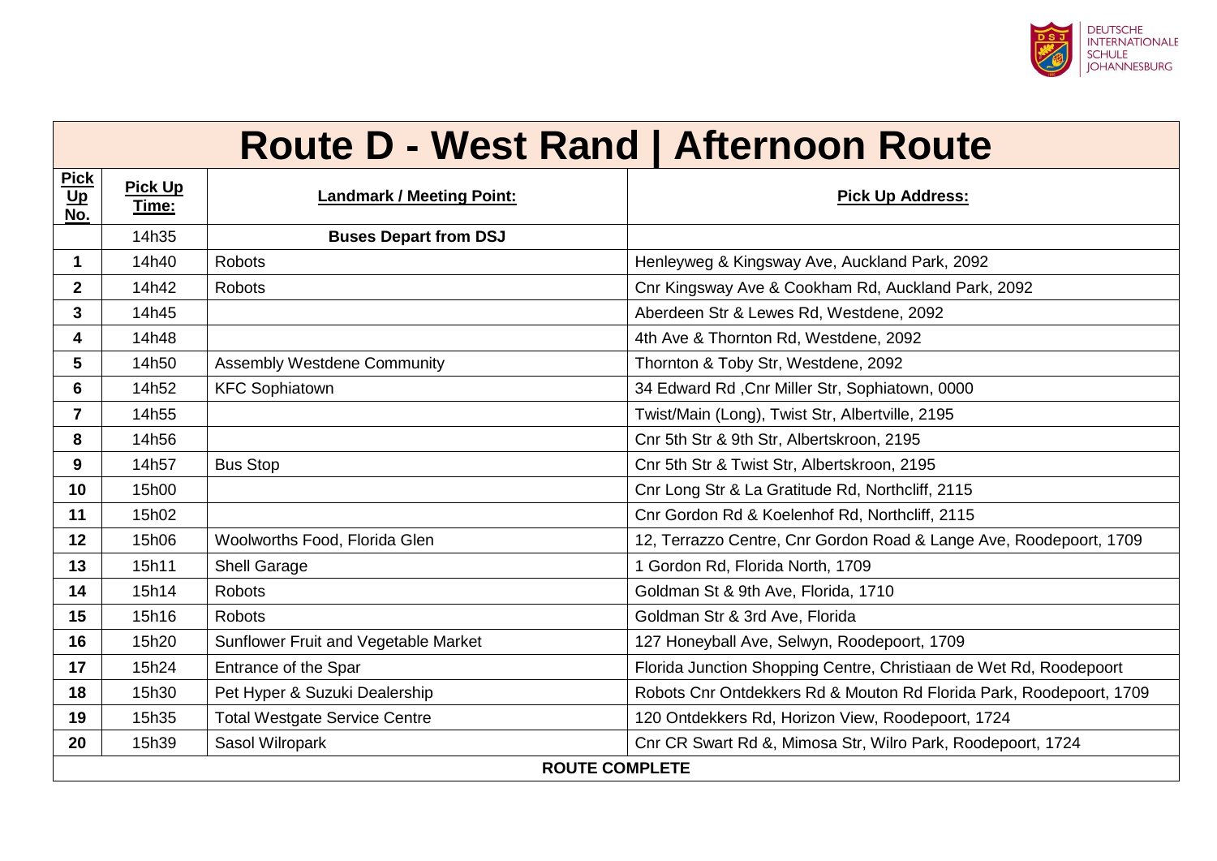# Route D - West Rand | Afternoon Route

| Pick Up No. | Pick Up Time: | Landmark / Meeting Point: | Pick Up Address: |
|---|---|---|---|
| | 14h35 | **Buses Depart from DSJ** | |
| **1** | 14h40 | Robots | Henleyweg & Kingsway Ave, Auckland Park, 2092 |
| **2** | 14h42 | Robots | Cnr Kingsway Ave & Cookham Rd, Auckland Park, 2092 |
| **3** | 14h45 | | Aberdeen Str & Lewes Rd, Westdene, 2092 |
| **4** | 14h48 | | 4th Ave & Thornton Rd, Westdene, 2092 |
| **5** | 14h50 | Assembly Westdene Community | Thornton & Toby Str, Westdene, 2092 |
| **6** | 14h52 | KFC Sophiatown | 34 Edward Rd ,Cnr Miller Str, Sophiatown, 0000 |
| **7** | 14h55 | | Twist/Main (Long), Twist Str, Albertville, 2195 |
| **8** | 14h56 | | Cnr 5th Str & 9th Str, Albertskroon, 2195 |
| **9** | 14h57 | Bus Stop | Cnr 5th Str & Twist Str, Albertskroon, 2195 |
| **10** | 15h00 | | Cnr Long Str & La Gratitude Rd, Northcliff, 2115 |
| **11** | 15h02 | | Cnr Gordon Rd & Koelenhof Rd, Northcliff, 2115 |
| **12** | 15h06 | Woolworths Food, Florida Glen | 12, Terrazzo Centre, Cnr Gordon Road & Lange Ave, Roodepoort, 1709 |
| **13** | 15h11 | Shell Garage | 1 Gordon Rd, Florida North, 1709 |
| **14** | 15h14 | Robots | Goldman St & 9th Ave, Florida, 1710 |
| **15** | 15h16 | Robots | Goldman Str & 3rd Ave, Florida |
| **16** | 15h20 | Sunflower Fruit and Vegetable Market | 127 Honeyball Ave, Selwyn, Roodepoort, 1709 |
| **17** | 15h24 | Entrance of the Spar | Florida Junction Shopping Centre, Christiaan de Wet Rd, Roodepoort |
| **18** | 15h30 | Pet Hyper & Suzuki Dealership | Robots Cnr Ontdekkers Rd & Mouton Rd Florida Park, Roodepoort, 1709 |
| **19** | 15h35 | Total Westgate Service Centre | 120 Ontdekkers Rd, Horizon View, Roodepoort, 1724 |
| **20** | 15h39 | Sasol Wilropark | Cnr CR Swart Rd &, Mimosa Str, Wilro Park, Roodepoort, 1724 |
| | | **ROUTE COMPLETE** | |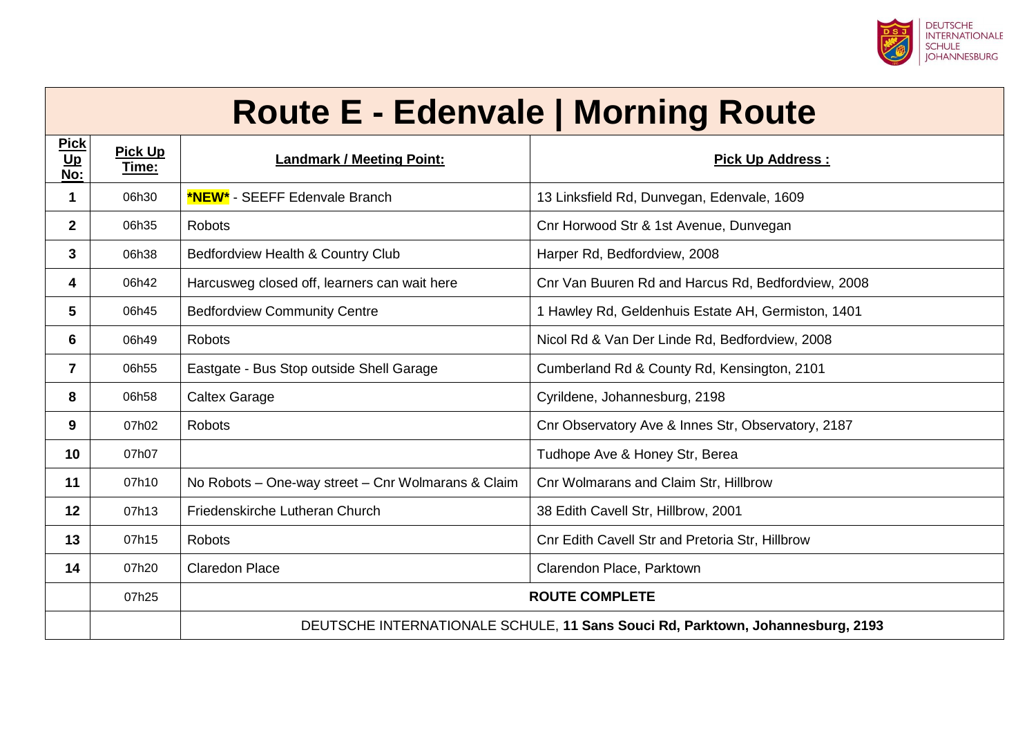# Route E - Edenvale | Morning Route

| Pick Up No: | Pick Up Time: | Landmark / Meeting Point: | Pick Up Address : |
|---|---|---|---|
| **1** | 06h30 | ***NEW*** - SEEFF Edenvale Branch | 13 Linksfield Rd, Dunvegan, Edenvale, 1609 |
| **2** | 06h35 | Robots | Cnr Horwood Str & 1st Avenue, Dunvegan |
| **3** | 06h38 | Bedfordview Health & Country Club | Harper Rd, Bedfordview, 2008 |
| **4** | 06h42 | Harcusweg closed off, learners can wait here | Cnr Van Buuren Rd and Harcus Rd, Bedfordview, 2008 |
| **5** | 06h45 | Bedfordview Community Centre | 1 Hawley Rd, Geldenhuis Estate AH, Germiston, 1401 |
| **6** | 06h49 | Robots | Nicol Rd & Van Der Linde Rd, Bedfordview, 2008 |
| **7** | 06h55 | Eastgate - Bus Stop outside Shell Garage | Cumberland Rd & County Rd, Kensington, 2101 |
| **8** | 06h58 | Caltex Garage | Cyrildene, Johannesburg, 2198 |
| **9** | 07h02 | Robots | Cnr Observatory Ave & Innes Str, Observatory, 2187 |
| **10** | 07h07 | | Tudhope Ave & Honey Str, Berea |
| **11** | 07h10 | No Robots – One-way street – Cnr Wolmarans & Claim | Cnr Wolmarans and Claim Str, Hillbrow |
| **12** | 07h13 | Friedenskirche Lutheran Church | 38 Edith Cavell Str, Hillbrow, 2001 |
| **13** | 07h15 | Robots | Cnr Edith Cavell Str and Pretoria Str, Hillbrow |
| **14** | 07h20 | Claredon Place | Clarendon Place, Parktown |
| | 07h25 | **ROUTE COMPLETE** | |
| | | DEUTSCHE INTERNATIONALE SCHULE, **11 Sans Souci Rd, Parktown, Johannesburg, 2193** | |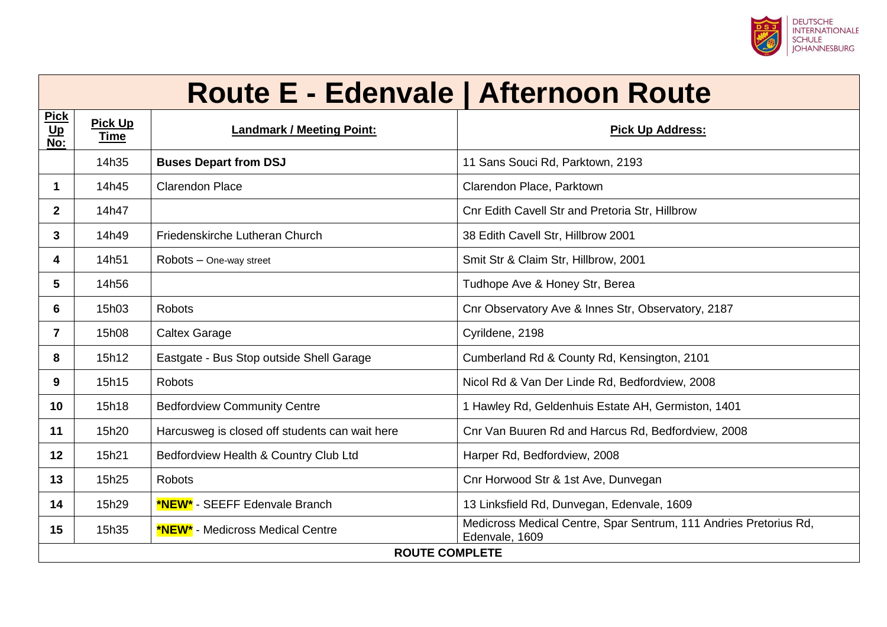DEUTSCHE INTERNATIONALE SCHULE JOHANNESBURG

# Route E - Edenvale | Afternoon Route

| Pick Up No: | Pick Up Time | Landmark / Meeting Point: | Pick Up Address: |
|---|---|---|---|
| | 14h35 | **Buses Depart from DSJ** | 11 Sans Souci Rd, Parktown, 2193 |
| **1** | 14h45 | Clarendon Place | Clarendon Place, Parktown |
| **2** | 14h47 | | Cnr Edith Cavell Str and Pretoria Str, Hillbrow |
| **3** | 14h49 | Friedenskirche Lutheran Church | 38 Edith Cavell Str, Hillbrow 2001 |
| **4** | 14h51 | Robots – One-way street | Smit Str & Claim Str, Hillbrow, 2001 |
| **5** | 14h56 | | Tudhope Ave & Honey Str, Berea |
| **6** | 15h03 | Robots | Cnr Observatory Ave & Innes Str, Observatory, 2187 |
| **7** | 15h08 | Caltex Garage | Cyrildene, 2198 |
| **8** | 15h12 | Eastgate - Bus Stop outside Shell Garage | Cumberland Rd & County Rd, Kensington, 2101 |
| **9** | 15h15 | Robots | Nicol Rd & Van Der Linde Rd, Bedfordview, 2008 |
| **10** | 15h18 | Bedfordview Community Centre | 1 Hawley Rd, Geldenhuis Estate AH, Germiston, 1401 |
| **11** | 15h20 | Harcusweg is closed off students can wait here | Cnr Van Buuren Rd and Harcus Rd, Bedfordview, 2008 |
| **12** | 15h21 | Bedfordview Health & Country Club Ltd | Harper Rd, Bedfordview, 2008 |
| **13** | 15h25 | Robots | Cnr Horwood Str & 1st Ave, Dunvegan |
| **14** | 15h29 | ***NEW*** - SEEFF Edenvale Branch | 13 Linksfield Rd, Dunvegan, Edenvale, 1609 |
| **15** | 15h35 | ***NEW*** - Medicross Medical Centre | Medicross Medical Centre, Spar Sentrum, 111 Andries Pretorius Rd, Edenvale, 1609 |
| **ROUTE COMPLETE** | | | |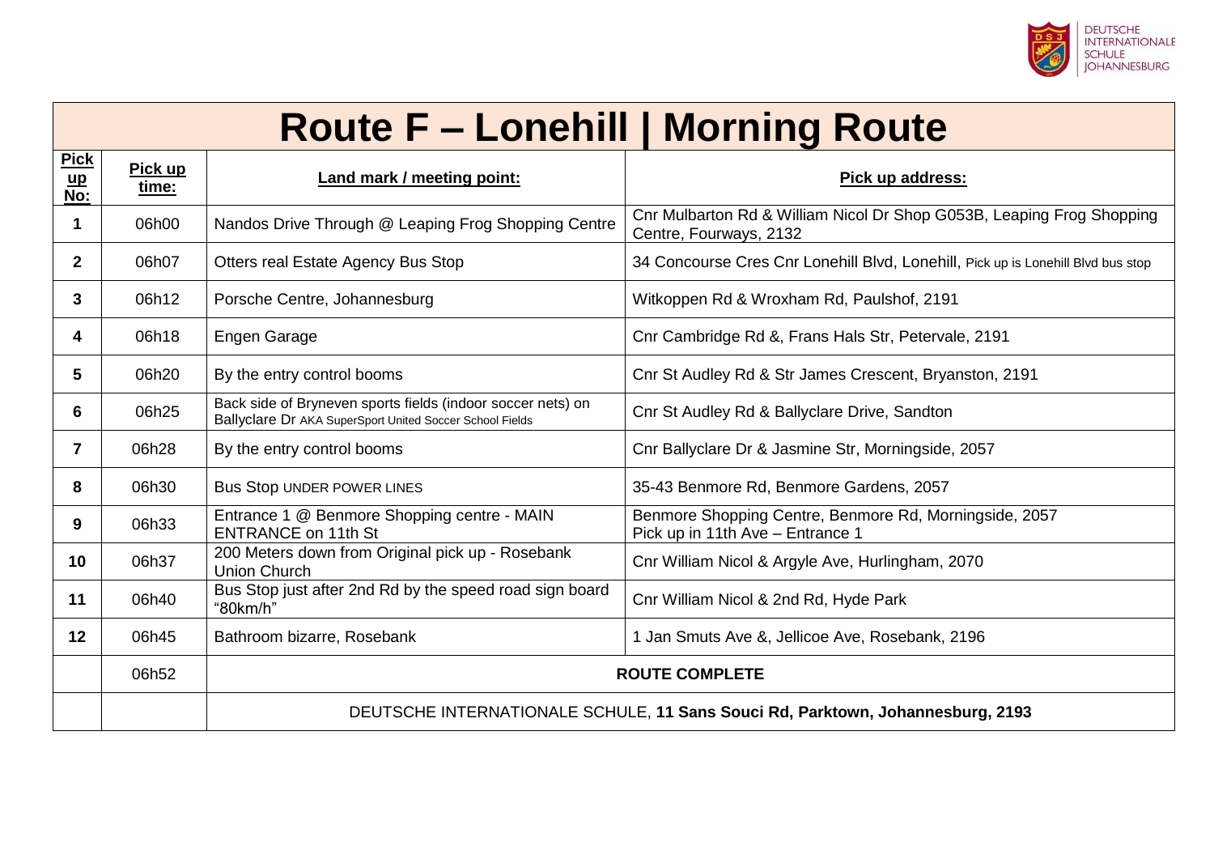DEUTSCHE INTERNATIONALE SCHULE JOHANNESBURG

# Route F – Lonehill | Morning Route

| Pick up No: | Pick up time: | Land mark / meeting point: | Pick up address: |
|---|---|---|---|
| 1 | 06h00 | Nandos Drive Through @ Leaping Frog Shopping Centre | Cnr Mulbarton Rd & William Nicol Dr Shop G053B, Leaping Frog Shopping Centre, Fourways, 2132 |
| 2 | 06h07 | Otters real Estate Agency Bus Stop | 34 Concourse Cres Cnr Lonehill Blvd, Lonehill, Pick up is Lonehill Blvd bus stop |
| 3 | 06h12 | Porsche Centre, Johannesburg | Witkoppen Rd & Wroxham Rd, Paulshof, 2191 |
| 4 | 06h18 | Engen Garage | Cnr Cambridge Rd &, Frans Hals Str, Petervale, 2191 |
| 5 | 06h20 | By the entry control booms | Cnr St Audley Rd & Str James Crescent, Bryanston, 2191 |
| 6 | 06h25 | Back side of Bryneven sports fields (indoor soccer nets) on Ballyclare Dr AKA SuperSport United Soccer School Fields | Cnr St Audley Rd & Ballyclare Drive, Sandton |
| 7 | 06h28 | By the entry control booms | Cnr Ballyclare Dr & Jasmine Str, Morningside, 2057 |
| 8 | 06h30 | Bus Stop UNDER POWER LINES | 35-43 Benmore Rd, Benmore Gardens, 2057 |
| 9 | 06h33 | Entrance 1 @ Benmore Shopping centre - MAIN ENTRANCE on 11th St | Benmore Shopping Centre, Benmore Rd, Morningside, 2057 Pick up in 11th Ave – Entrance 1 |
| 10 | 06h37 | 200 Meters down from Original pick up - Rosebank Union Church | Cnr William Nicol & Argyle Ave, Hurlingham, 2070 |
| 11 | 06h40 | Bus Stop just after 2nd Rd by the speed road sign board "80km/h" | Cnr William Nicol & 2nd Rd, Hyde Park |
| 12 | 06h45 | Bathroom bizarre, Rosebank | 1 Jan Smuts Ave &, Jellicoe Ave, Rosebank, 2196 |
| | 06h52 | **ROUTE COMPLETE** | |
| | | DEUTSCHE INTERNATIONALE SCHULE, **11 Sans Souci Rd, Parktown, Johannesburg, 2193** | |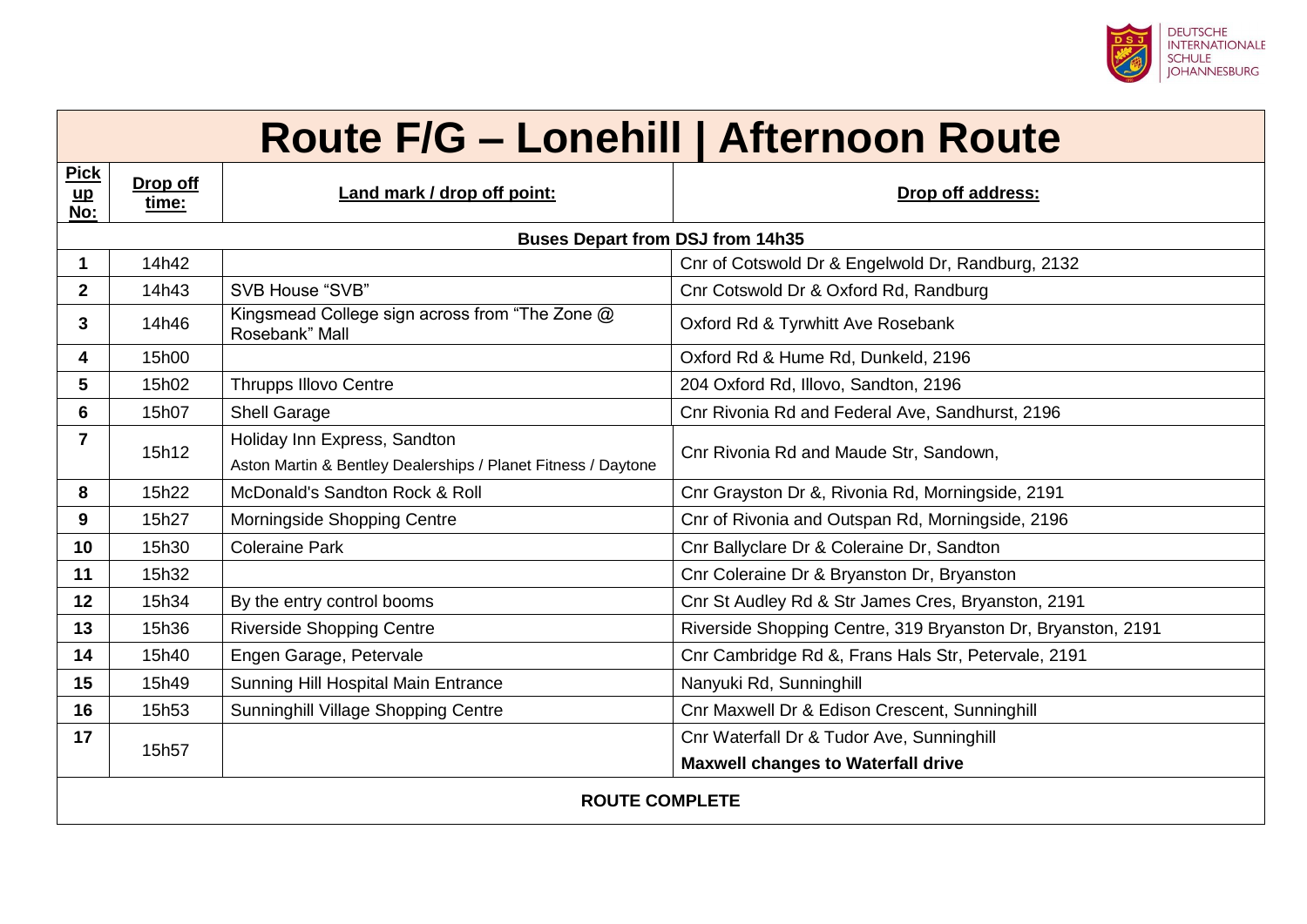# Route F/G – Lonehill | Afternoon Route

| Pick up No: | Drop off time: | Land mark / drop off point: | Drop off address: |
|---|---|---|---|
| **Buses Depart from DSJ from 14h35** | | | |
| 1 | 14h42 | | Cnr of Cotswold Dr & Engelwold Dr, Randburg, 2132 |
| 2 | 14h43 | SVB House "SVB" | Cnr Cotswold Dr & Oxford Rd, Randburg |
| 3 | 14h46 | Kingsmead College sign across from "The Zone @ Rosebank" Mall | Oxford Rd & Tyrwhitt Ave Rosebank |
| 4 | 15h00 | | Oxford Rd & Hume Rd, Dunkeld, 2196 |
| 5 | 15h02 | Thrupps Illovo Centre | 204 Oxford Rd, Illovo, Sandton, 2196 |
| 6 | 15h07 | Shell Garage | Cnr Rivonia Rd and Federal Ave, Sandhurst, 2196 |
| 7 | 15h12 | Holiday Inn Express, Sandton<br>Aston Martin & Bentley Dealerships / Planet Fitness / Daytone | Cnr Rivonia Rd and Maude Str, Sandown, |
| 8 | 15h22 | McDonald's Sandton Rock & Roll | Cnr Grayston Dr &, Rivonia Rd, Morningside, 2191 |
| 9 | 15h27 | Morningside Shopping Centre | Cnr of Rivonia and Outspan Rd, Morningside, 2196 |
| 10 | 15h30 | Coleraine Park | Cnr Ballyclare Dr & Coleraine Dr, Sandton |
| 11 | 15h32 | | Cnr Coleraine Dr & Bryanston Dr, Bryanston |
| 12 | 15h34 | By the entry control booms | Cnr St Audley Rd & Str James Cres, Bryanston, 2191 |
| 13 | 15h36 | Riverside Shopping Centre | Riverside Shopping Centre, 319 Bryanston Dr, Bryanston, 2191 |
| 14 | 15h40 | Engen Garage, Petervale | Cnr Cambridge Rd &, Frans Hals Str, Petervale, 2191 |
| 15 | 15h49 | Sunning Hill Hospital Main Entrance | Nanyuki Rd, Sunninghill |
| 16 | 15h53 | Sunninghill Village Shopping Centre | Cnr Maxwell Dr & Edison Crescent, Sunninghill |
| 17 | 15h57 | | Cnr Waterfall Dr & Tudor Ave, Sunninghill<br>**Maxwell changes to Waterfall drive** |
| **ROUTE COMPLETE** | | | |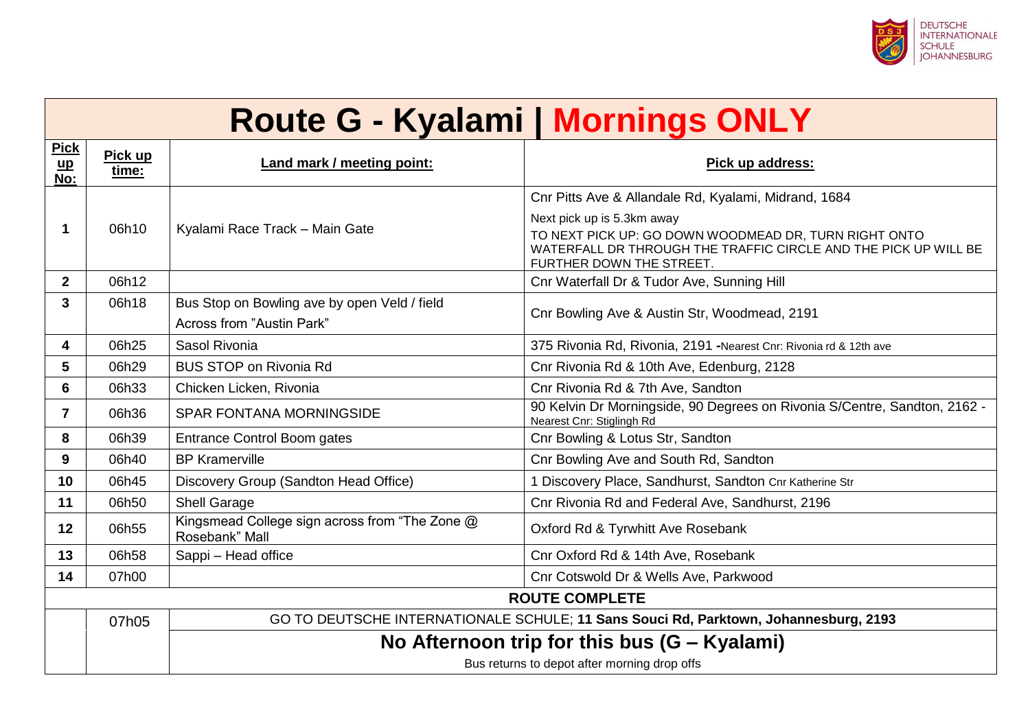# Route G - Kyalami | Mornings ONLY

| Pick up No: | Pick up time: | Land mark / meeting point: | Pick up address: |
|---|---|---|---|
| 1 | 06h10 | Kyalami Race Track – Main Gate | Cnr Pitts Ave & Allandale Rd, Kyalami, Midrand, 1684<br>Next pick up is 5.3km away<br>TO NEXT PICK UP: GO DOWN WOODMEAD DR, TURN RIGHT ONTO WATERFALL DR THROUGH THE TRAFFIC CIRCLE AND THE PICK UP WILL BE FURTHER DOWN THE STREET. |
| 2 | 06h12 | | Cnr Waterfall Dr & Tudor Ave, Sunning Hill |
| 3 | 06h18 | Bus Stop on Bowling ave by open Veld / field<br>Across from "Austin Park" | Cnr Bowling Ave & Austin Str, Woodmead, 2191 |
| 4 | 06h25 | Sasol Rivonia | 375 Rivonia Rd, Rivonia, 2191 -Nearest Cnr: Rivonia rd & 12th ave |
| 5 | 06h29 | BUS STOP on Rivonia Rd | Cnr Rivonia Rd & 10th Ave, Edenburg, 2128 |
| 6 | 06h33 | Chicken Licken, Rivonia | Cnr Rivonia Rd & 7th Ave, Sandton |
| 7 | 06h36 | SPAR FONTANA MORNINGSIDE | 90 Kelvin Dr Morningside, 90 Degrees on Rivonia S/Centre, Sandton, 2162 - Nearest Cnr: Stiglingh Rd |
| 8 | 06h39 | Entrance Control Boom gates | Cnr Bowling & Lotus Str, Sandton |
| 9 | 06h40 | BP Kramerville | Cnr Bowling Ave and South Rd, Sandton |
| 10 | 06h45 | Discovery Group (Sandton Head Office) | 1 Discovery Place, Sandhurst, Sandton Cnr Katherine Str |
| 11 | 06h50 | Shell Garage | Cnr Rivonia Rd and Federal Ave, Sandhurst, 2196 |
| 12 | 06h55 | Kingsmead College sign across from "The Zone @ Rosebank" Mall | Oxford Rd & Tyrwhitt Ave Rosebank |
| 13 | 06h58 | Sappi – Head office | Cnr Oxford Rd & 14th Ave, Rosebank |
| 14 | 07h00 | | Cnr Cotswold Dr & Wells Ave, Parkwood |
| | | **ROUTE COMPLETE** | |
| | 07h05 | GO TO DEUTSCHE INTERNATIONALE SCHULE; **11 Sans Souci Rd, Parktown, Johannesburg, 2193** | |
| | | **No Afternoon trip for this bus (G – Kyalami)**<br>Bus returns to depot after morning drop offs | |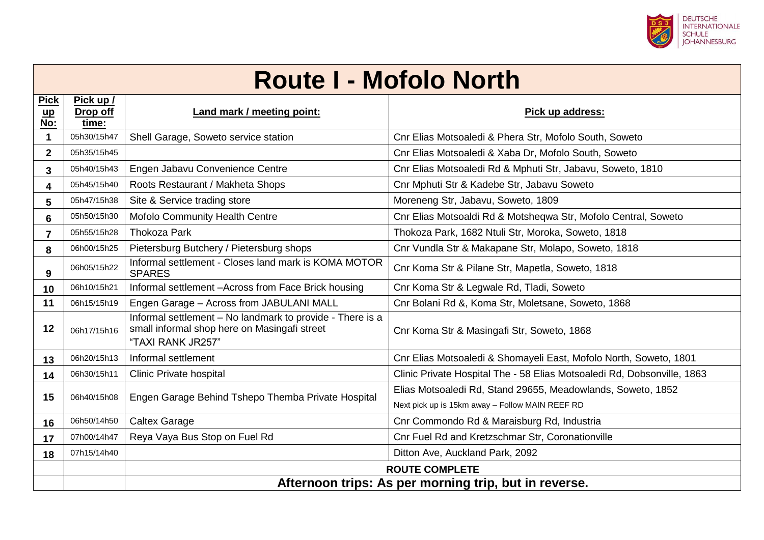# Route I - Mofolo North

| Pick up No: | Pick up / Drop off time: | Land mark / meeting point: | Pick up address: |
|---|---|---|---|
| 1 | 05h30/15h47 | Shell Garage, Soweto service station | Cnr Elias Motsoaledi & Phera Str, Mofolo South, Soweto |
| 2 | 05h35/15h45 | | Cnr Elias Motsoaledi & Xaba Dr, Mofolo South, Soweto |
| 3 | 05h40/15h43 | Engen Jabavu Convenience Centre | Cnr Elias Motsoaledi Rd & Mphuti Str, Jabavu, Soweto, 1810 |
| 4 | 05h45/15h40 | Roots Restaurant / Makheta Shops | Cnr Mphuti Str & Kadebe Str, Jabavu Soweto |
| 5 | 05h47/15h38 | Site & Service trading store | Moreneng Str, Jabavu, Soweto, 1809 |
| 6 | 05h50/15h30 | Mofolo Community Health Centre | Cnr Elias Motsoaldi Rd & Motsheqwa Str, Mofolo Central, Soweto |
| 7 | 05h55/15h28 | Thokoza Park | Thokoza Park, 1682 Ntuli Str, Moroka, Soweto, 1818 |
| 8 | 06h00/15h25 | Pietersburg Butchery / Pietersburg shops | Cnr Vundla Str & Makapane Str, Molapo, Soweto, 1818 |
| 9 | 06h05/15h22 | Informal settlement - Closes land mark is KOMA MOTOR SPARES | Cnr Koma Str & Pilane Str, Mapetla, Soweto, 1818 |
| 10 | 06h10/15h21 | Informal settlement –Across from Face Brick housing | Cnr Koma Str & Legwale Rd, Tladi, Soweto |
| 11 | 06h15/15h19 | Engen Garage – Across from JABULANI MALL | Cnr Bolani Rd &, Koma Str, Moletsane, Soweto, 1868 |
| 12 | 06h17/15h16 | Informal settlement – No landmark to provide - There is a small informal shop here on Masingafi street "TAXI RANK JR257" | Cnr Koma Str & Masingafi Str, Soweto, 1868 |
| 13 | 06h20/15h13 | Informal settlement | Cnr Elias Motsoaledi & Shomayeli East, Mofolo North, Soweto, 1801 |
| 14 | 06h30/15h11 | Clinic Private hospital | Clinic Private Hospital The - 58 Elias Motsoaledi Rd, Dobsonville, 1863 |
| 15 | 06h40/15h08 | Engen Garage Behind Tshepo Themba Private Hospital | Elias Motsoaledi Rd, Stand 29655, Meadowlands, Soweto, 1852<br>Next pick up is 15km away – Follow MAIN REEF RD |
| 16 | 06h50/14h50 | Caltex Garage | Cnr Commondo Rd & Maraisburg Rd, Industria |
| 17 | 07h00/14h47 | Reya Vaya Bus Stop on Fuel Rd | Cnr Fuel Rd and Kretzschmar Str, Coronationville |
| 18 | 07h15/14h40 | | Ditton Ave, Auckland Park, 2092 |
| | | **ROUTE COMPLETE** | |
| | | **Afternoon trips: As per morning trip, but in reverse.** | |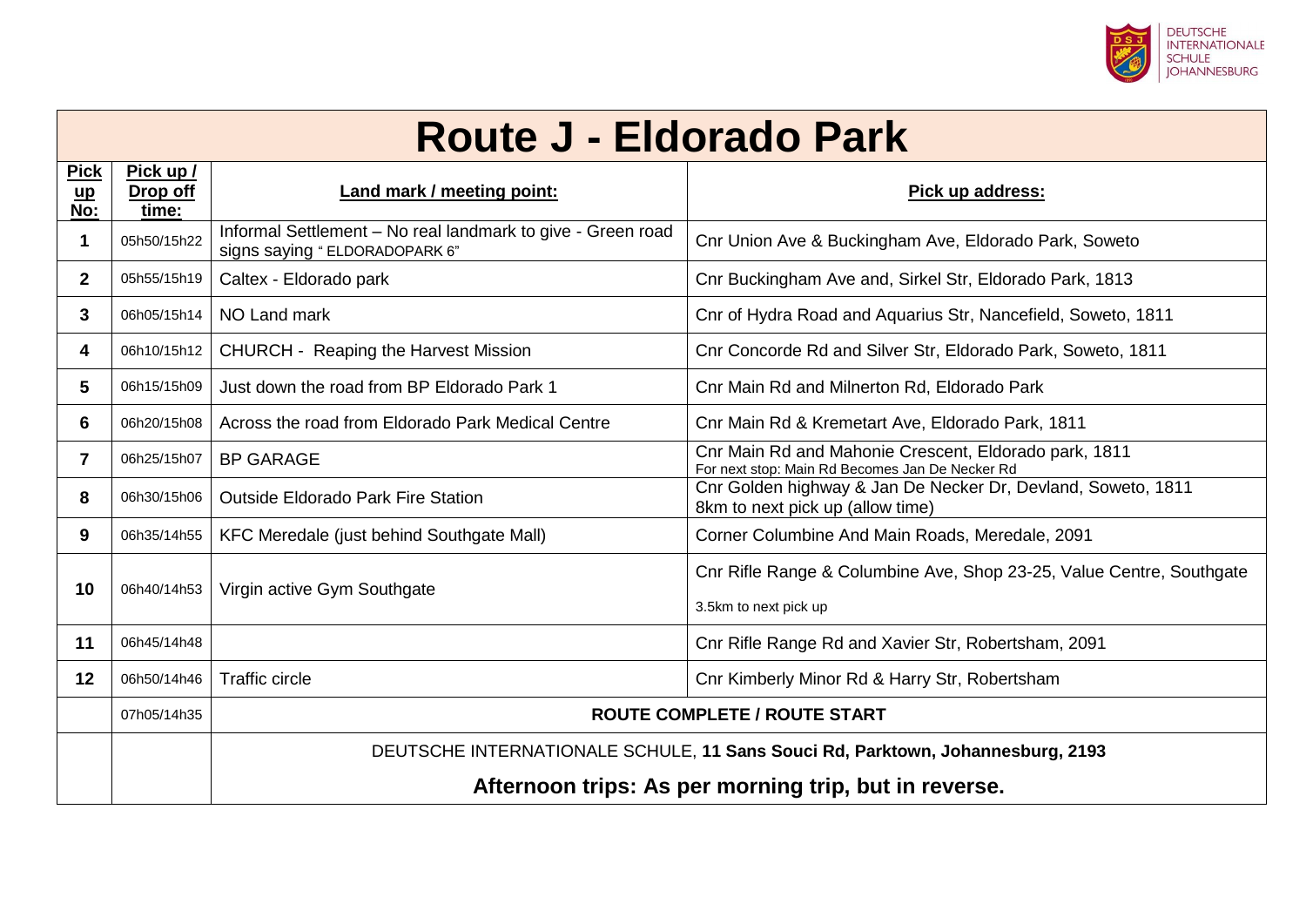# Route J - Eldorado Park

| Pick up No: | Pick up / Drop off time: | Land mark / meeting point: | Pick up address: |
|---|---|---|---|
| 1 | 05h50/15h22 | Informal Settlement – No real landmark to give - Green road signs saying " ELDORADOPARK 6" | Cnr Union Ave & Buckingham Ave, Eldorado Park, Soweto |
| 2 | 05h55/15h19 | Caltex - Eldorado park | Cnr Buckingham Ave and, Sirkel Str, Eldorado Park, 1813 |
| 3 | 06h05/15h14 | NO Land mark | Cnr of Hydra Road and Aquarius Str, Nancefield, Soweto, 1811 |
| 4 | 06h10/15h12 | CHURCH - Reaping the Harvest Mission | Cnr Concorde Rd and Silver Str, Eldorado Park, Soweto, 1811 |
| 5 | 06h15/15h09 | Just down the road from BP Eldorado Park 1 | Cnr Main Rd and Milnerton Rd, Eldorado Park |
| 6 | 06h20/15h08 | Across the road from Eldorado Park Medical Centre | Cnr Main Rd & Kremetart Ave, Eldorado Park, 1811 |
| 7 | 06h25/15h07 | BP GARAGE | Cnr Main Rd and Mahonie Crescent, Eldorado park, 1811<br>For next stop: Main Rd Becomes Jan De Necker Rd |
| 8 | 06h30/15h06 | Outside Eldorado Park Fire Station | Cnr Golden highway & Jan De Necker Dr, Devland, Soweto, 1811<br>8km to next pick up (allow time) |
| 9 | 06h35/14h55 | KFC Meredale (just behind Southgate Mall) | Corner Columbine And Main Roads, Meredale, 2091 |
| 10 | 06h40/14h53 | Virgin active Gym Southgate | Cnr Rifle Range & Columbine Ave, Shop 23-25, Value Centre, Southgate<br>3.5km to next pick up |
| 11 | 06h45/14h48 | | Cnr Rifle Range Rd and Xavier Str, Robertsham, 2091 |
| 12 | 06h50/14h46 | Traffic circle | Cnr Kimberly Minor Rd & Harry Str, Robertsham |
| | 07h05/14h35 | **ROUTE COMPLETE / ROUTE START** | |
| | | DEUTSCHE INTERNATIONALE SCHULE, **11 Sans Souci Rd, Parktown, Johannesburg, 2193**<br>**Afternoon trips: As per morning trip, but in reverse.** | |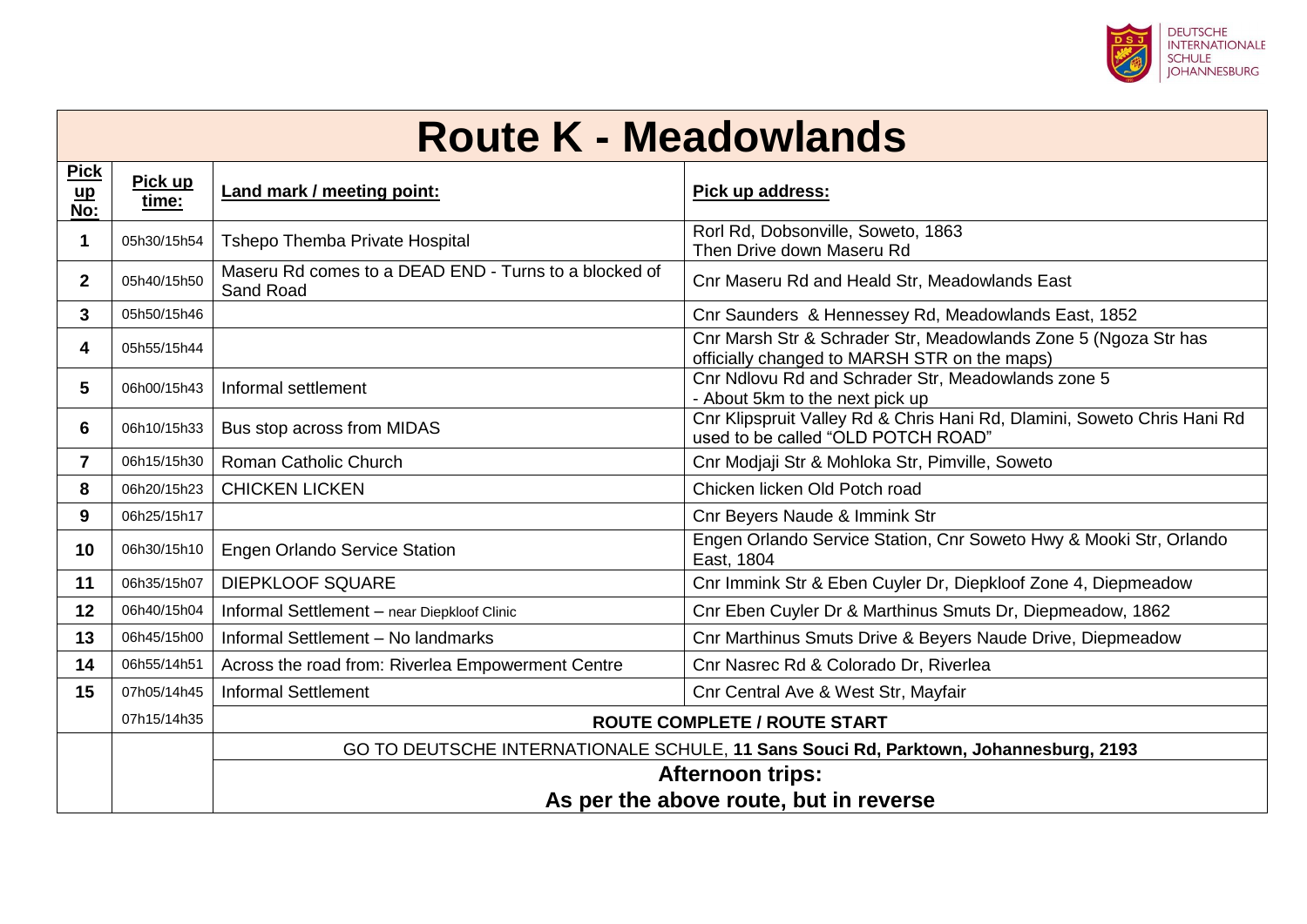# Route K - Meadowlands

| Pick up No: | Pick up time: | Land mark / meeting point: | Pick up address: |
|---|---|---|---|
| 1 | 05h30/15h54 | Tshepo Themba Private Hospital | Rorl Rd, Dobsonville, Soweto, 1863 Then Drive down Maseru Rd |
| 2 | 05h40/15h50 | Maseru Rd comes to a DEAD END - Turns to a blocked of Sand Road | Cnr Maseru Rd and Heald Str, Meadowlands East |
| 3 | 05h50/15h46 | | Cnr Saunders & Hennessey Rd, Meadowlands East, 1852 |
| 4 | 05h55/15h44 | | Cnr Marsh Str & Schrader Str, Meadowlands Zone 5 (Ngoza Str has officially changed to MARSH STR on the maps) |
| 5 | 06h00/15h43 | Informal settlement | Cnr Ndlovu Rd and Schrader Str, Meadowlands zone 5 - About 5km to the next pick up |
| 6 | 06h10/15h33 | Bus stop across from MIDAS | Cnr Klipspruit Valley Rd & Chris Hani Rd, Dlamini, Soweto Chris Hani Rd used to be called "OLD POTCH ROAD" |
| 7 | 06h15/15h30 | Roman Catholic Church | Cnr Modjaji Str & Mohloka Str, Pimville, Soweto |
| 8 | 06h20/15h23 | CHICKEN LICKEN | Chicken licken Old Potch road |
| 9 | 06h25/15h17 | | Cnr Beyers Naude & Immink Str |
| 10 | 06h30/15h10 | Engen Orlando Service Station | Engen Orlando Service Station, Cnr Soweto Hwy & Mooki Str, Orlando East, 1804 |
| 11 | 06h35/15h07 | DIEPKLOOF SQUARE | Cnr Immink Str & Eben Cuyler Dr, Diepkloof Zone 4, Diepmeadow |
| 12 | 06h40/15h04 | Informal Settlement – near Diepkloof Clinic | Cnr Eben Cuyler Dr & Marthinus Smuts Dr, Diepmeadow, 1862 |
| 13 | 06h45/15h00 | Informal Settlement – No landmarks | Cnr Marthinus Smuts Drive & Beyers Naude Drive, Diepmeadow |
| 14 | 06h55/14h51 | Across the road from: Riverlea Empowerment Centre | Cnr Nasrec Rd & Colorado Dr, Riverlea |
| 15 | 07h05/14h45 | Informal Settlement | Cnr Central Ave & West Str, Mayfair |
| | 07h15/14h35 | **ROUTE COMPLETE / ROUTE START** | |
| | | GO TO DEUTSCHE INTERNATIONALE SCHULE, **11 Sans Souci Rd, Parktown, Johannesburg, 2193** | |
| | | **Afternoon trips: As per the above route, but in reverse** | |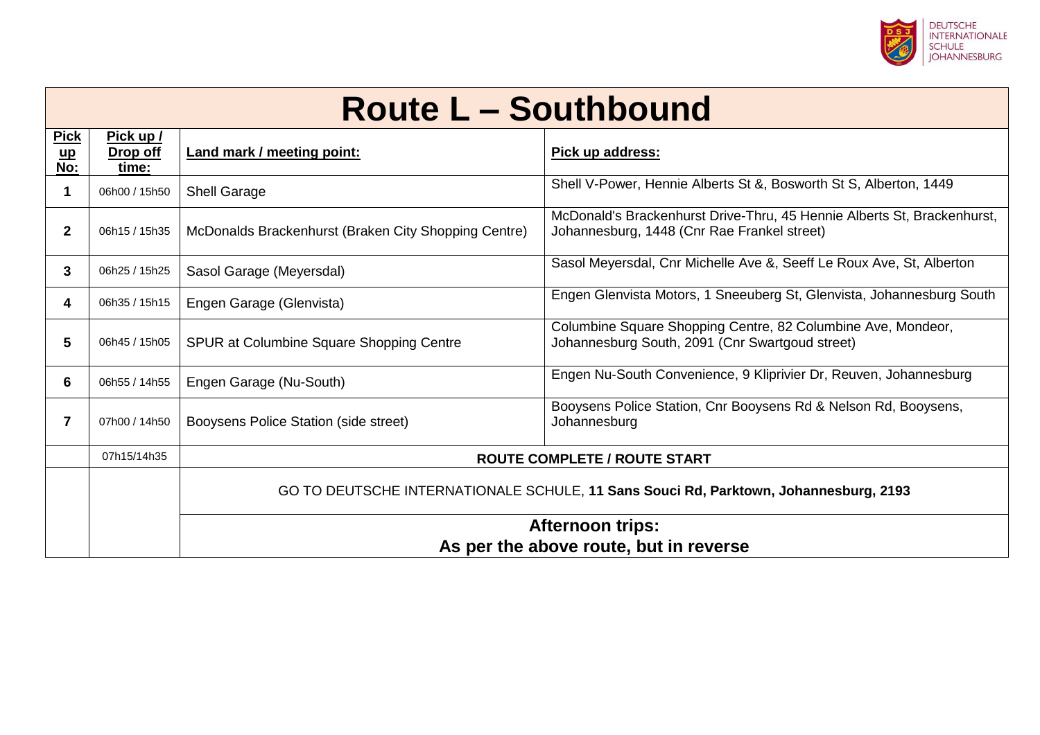# Route L – Southbound

| Pick up No: | Pick up / Drop off time: | Land mark / meeting point: | Pick up address: |
|---|---|---|---|
| 1 | 06h00 / 15h50 | Shell Garage | Shell V-Power, Hennie Alberts St &, Bosworth St S, Alberton, 1449 |
| 2 | 06h15 / 15h35 | McDonalds Brackenhurst (Braken City Shopping Centre) | McDonald's Brackenhurst Drive-Thru, 45 Hennie Alberts St, Brackenhurst, Johannesburg, 1448 (Cnr Rae Frankel street) |
| 3 | 06h25 / 15h25 | Sasol Garage (Meyersdal) | Sasol Meyersdal, Cnr Michelle Ave &, Seeff Le Roux Ave, St, Alberton |
| 4 | 06h35 / 15h15 | Engen Garage (Glenvista) | Engen Glenvista Motors, 1 Sneeuberg St, Glenvista, Johannesburg South |
| 5 | 06h45 / 15h05 | SPUR at Columbine Square Shopping Centre | Columbine Square Shopping Centre, 82 Columbine Ave, Mondeor, Johannesburg South, 2091 (Cnr Swartgoud street) |
| 6 | 06h55 / 14h55 | Engen Garage (Nu-South) | Engen Nu-South Convenience, 9 Kliprivier Dr, Reuven, Johannesburg |
| 7 | 07h00 / 14h50 | Booysens Police Station (side street) | Booysens Police Station, Cnr Booysens Rd & Nelson Rd, Booysens, Johannesburg |
| | 07h15/14h35 | **ROUTE COMPLETE / ROUTE START** | |
| | | GO TO DEUTSCHE INTERNATIONALE SCHULE, **11 Sans Souci Rd, Parktown, Johannesburg, 2193** | |
| | | **Afternoon trips: As per the above route, but in reverse** | |